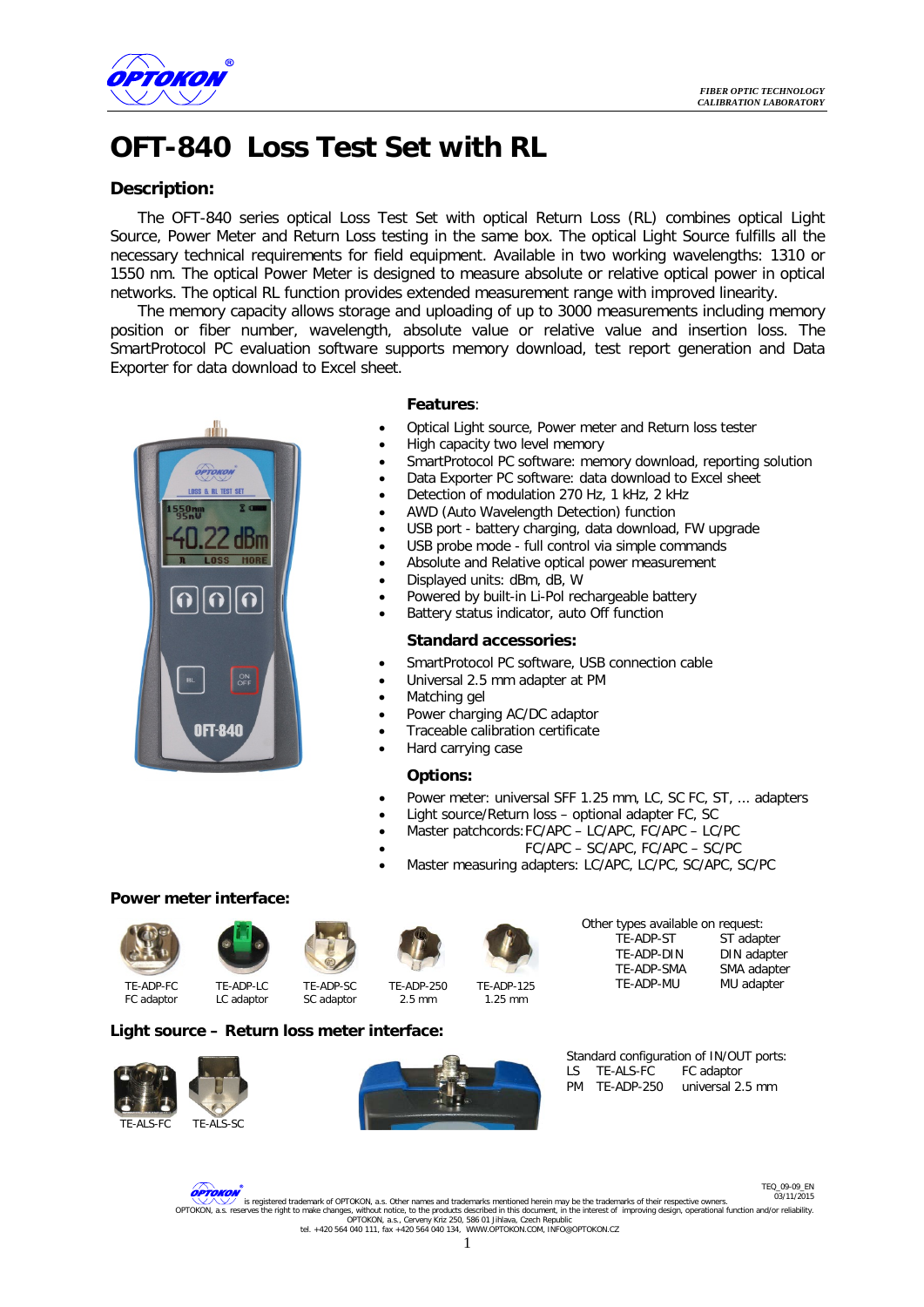FIBER OPTIC TECHNOLOGY
CALIBRATION LABORATORY

# OFT-840 Loss Test Set with RL

## Description:

The OFT-840 series optical Loss Test Set with optical Return Loss (RL) combines optical Light Source, Power Meter and Return Loss testing in the same box. The optical Light Source fulfills all the necessary technical requirements for field equipment. Available in two working wavelengths: 1310 or 1550 nm. The optical Power Meter is designed to measure absolute or relative optical power in optical networks. The optical RL function provides extended measurement range with improved linearity.

The memory capacity allows storage and uploading of up to 3000 measurements including memory position or fiber number, wavelength, absolute value or relative value and insertion loss. The SmartProtocol PC evaluation software supports memory download, test report generation and Data Exporter for data download to Excel sheet.

### Features:

- Optical Light source, Power meter and Return loss tester
- High capacity two level memory
- SmartProtocol PC software: memory download, reporting solution
- Data Exporter PC software: data download to Excel sheet
- Detection of modulation 270 Hz, 1 kHz, 2 kHz
- AWD (Auto Wavelength Detection) function
- USB port - battery charging, data download, FW upgrade
- USB probe mode - full control via simple commands
- Absolute and Relative optical power measurement
- Displayed units: dBm, dB, W
- Powered by built-in Li-Pol rechargeable battery
- Battery status indicator, auto Off function

### Standard accessories:

- SmartProtocol PC software, USB connection cable
- Universal 2.5 mm adapter at PM
- Matching gel
- Power charging AC/DC adaptor
- Traceable calibration certificate
- Hard carrying case

### Options:

- Power meter: universal SFF 1.25 mm, LC, SC FC, ST, ... adapters
- Light source/Return loss – optional adapter FC, SC
- Master patchcords: FC/APC – LC/APC, FC/APC – LC/PC
- FC/APC – SC/APC, FC/APC – SC/PC
- Master measuring adapters: LC/APC, LC/PC, SC/APC, SC/PC

### Power meter interface:

TE-ADP-FC FC adaptor
TE-ADP-LC LC adaptor
TE-ADP-SC SC adaptor
TE-ADP-250 2.5 mm
TE-ADP-125 1.25 mm

Other types available on request:

| | |
|---|---|
| TE-ADP-ST | ST adapter |
| TE-ADP-DIN | DIN adapter |
| TE-ADP-SMA | SMA adapter |
| TE-ADP-MU | MU adapter |

### Light source – Return loss meter interface:

TE-ALS-FC
TE-ALS-SC

Standard configuration of IN/OUT ports:

| | | |
|---|---|---|
| LS | TE-ALS-FC | FC adaptor |
| PM | TE-ADP-250 | universal 2.5 mm |

TEQ_09-09_EN
03/11/2015

OPTOKON is registered trademark of OPTOKON, a.s. Other names and trademarks mentioned herein may be the trademarks of their respective owners.
OPTOKON, a.s. reserves the right to make changes, without notice, to the products described in this document, in the interest of improving design, operational function and/or reliability.
OPTOKON, a.s., Cerveny Kriz 250, 586 01 Jihlava, Czech Republic
tel. +420 564 040 111, fax +420 564 040 134, WWW.OPTOKON.COM, INFO@OPTOKON.CZ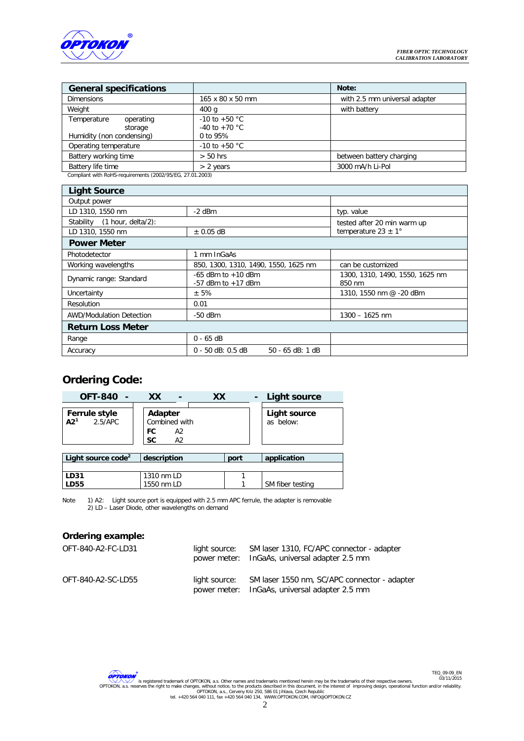| General specifications | | Note: |
|---|---|---|
| Dimensions | 165 x 80 x 50 mm | with 2.5 mm universal adapter |
| Weight | 400 g | with battery |
| Temperature operating<br>storage<br>Humidity (non condensing) | -10 to +50 °C<br>-40 to +70 °C<br>0 to 95% | |
| Operating temperature | -10 to +50 °C | |
| Battery working time | > 50 hrs | between battery charging |
| Battery life time | > 2 years | 3000 mA/h Li-Pol |

Compliant with RoHS-requirements (2002/95/EG, 27.01.2003)

| Light Source | | |
|---|---|---|
| Output power | | |
| LD 1310, 1550 nm | -2 dBm | typ. value |
| Stability (1 hour, delta/2): | | tested after 20 min warm up temperature 23 ± 1° |
| LD 1310, 1550 nm | ± 0.05 dB | |
| **Power Meter** | | |
| Photodetector | 1 mm InGaAs | |
| Working wavelengths | 850, 1300, 1310, 1490, 1550, 1625 nm | can be customized |
| Dynamic range: Standard | -65 dBm to +10 dBm<br>-57 dBm to +17 dBm | 1300, 1310, 1490, 1550, 1625 nm<br>850 nm |
| Uncertainty | ± 5% | 1310, 1550 nm @ -20 dBm |
| Resolution | 0.01 | |
| AWD/Modulation Detection | -50 dBm | 1300 – 1625 nm |
| **Return Loss Meter** | | |
| Range | 0 - 65 dB | |
| Accuracy | 0 - 50 dB: 0.5 dB &nbsp;&nbsp; 50 - 65 dB: 1 dB | |

## Ordering Code:

| OFT-840 - | XX - | XX | - Light source |
|---|---|---|---|
| **Ferrule style**<br>**A2**[1] 2.5/APC | **Adapter**<br>Combined with<br>**FC** A2<br>**SC** A2 | | **Light source**<br>as below: |

| Light source code[2] | description | port | application |
|---|---|---|---|
| **LD31** | 1310 nm LD | 1 | |
| **LD55** | 1550 nm LD | 1 | SM fiber testing |

Note 1) A2: Light source port is equipped with 2.5 mm APC ferrule, the adapter is removable
2) LD – Laser Diode, other wavelengths on demand

## Ordering example:

| | | |
|---|---|---|
| OFT-840-A2-FC-LD31 | light source:<br>power meter: | SM laser 1310, FC/APC connector - adapter<br>InGaAs, universal adapter 2.5 mm |
| OFT-840-A2-SC-LD55 | light source:<br>power meter: | SM laser 1550 nm, SC/APC connector - adapter<br>InGaAs, universal adapter 2.5 mm |